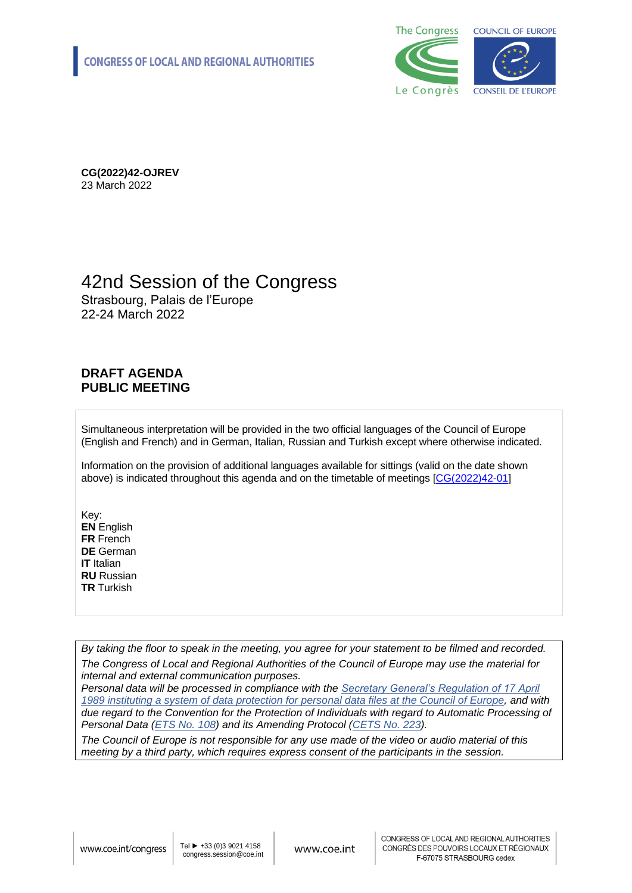**CONGRESS OF LOCAL AND REGIONAL AUTHORITIES**

**CG(2022)42-OJREV**
23 March 2022

# 42nd Session of the Congress

Strasbourg, Palais de l'Europe
22-24 March 2022

## DRAFT AGENDA
## PUBLIC MEETING

Simultaneous interpretation will be provided in the two official languages of the Council of Europe (English and French) and in German, Italian, Russian and Turkish except where otherwise indicated.

Information on the provision of additional languages available for sittings (valid on the date shown above) is indicated throughout this agenda and on the timetable of meetings [CG(2022)42-01]

Key:
**EN** English
**FR** French
**DE** German
**IT** Italian
**RU** Russian
**TR** Turkish

*By taking the floor to speak in the meeting, you agree for your statement to be filmed and recorded.*

*The Congress of Local and Regional Authorities of the Council of Europe may use the material for internal and external communication purposes.*

*Personal data will be processed in compliance with the Secretary General's Regulation of 17 April 1989 instituting a system of data protection for personal data files at the Council of Europe, and with due regard to the Convention for the Protection of Individuals with regard to Automatic Processing of Personal Data (ETS No. 108) and its Amending Protocol (CETS No. 223).*

*The Council of Europe is not responsible for any use made of the video or audio material of this meeting by a third party, which requires express consent of the participants in the session.*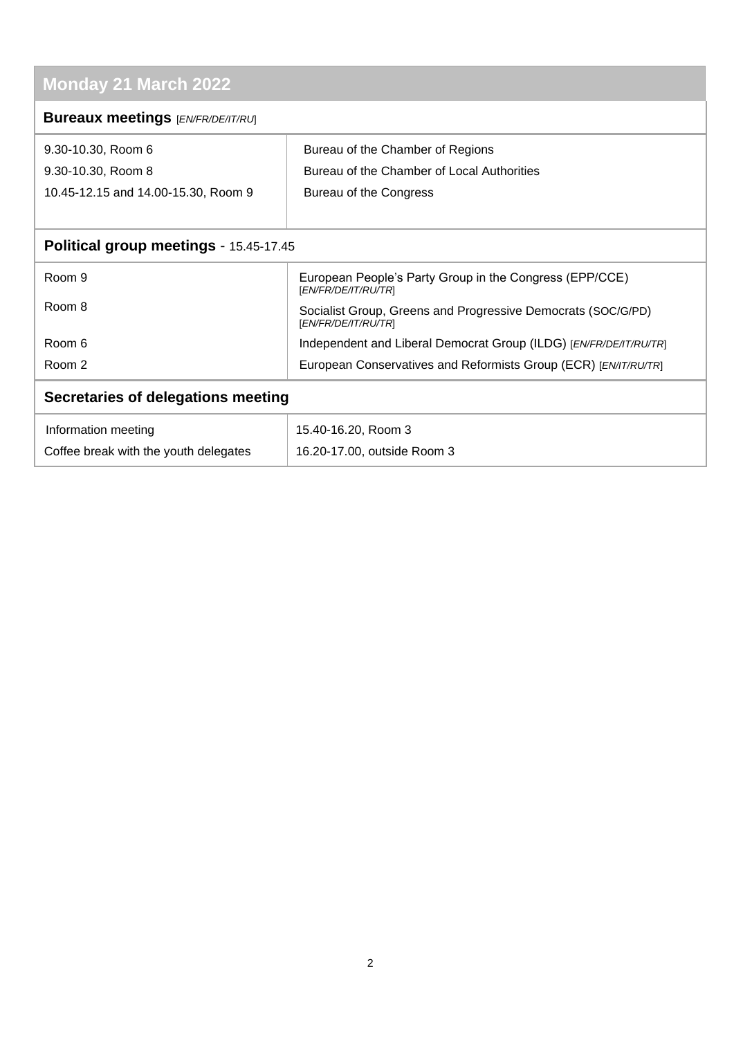## Monday 21 March 2022

### Bureaux meetings [*EN/FR/DE/IT/RU*]

| | |
|---|---|
| 9.30-10.30, Room 6 | Bureau of the Chamber of Regions |
| 9.30-10.30, Room 8 | Bureau of the Chamber of Local Authorities |
| 10.45-12.15 and 14.00-15.30, Room 9 | Bureau of the Congress |

### Political group meetings - 15.45-17.45

| | |
|---|---|
| Room 9 | European People's Party Group in the Congress (EPP/CCE) [*EN/FR/DE/IT/RU/TR*] |
| Room 8 | Socialist Group, Greens and Progressive Democrats (SOC/G/PD) [*EN/FR/DE/IT/RU/TR*] |
| Room 6 | Independent and Liberal Democrat Group (ILDG) [*EN/FR/DE/IT/RU/TR*] |
| Room 2 | European Conservatives and Reformists Group (ECR) [*EN/IT/RU/TR*] |

### Secretaries of delegations meeting

| | |
|---|---|
| Information meeting | 15.40-16.20, Room 3 |
| Coffee break with the youth delegates | 16.20-17.00, outside Room 3 |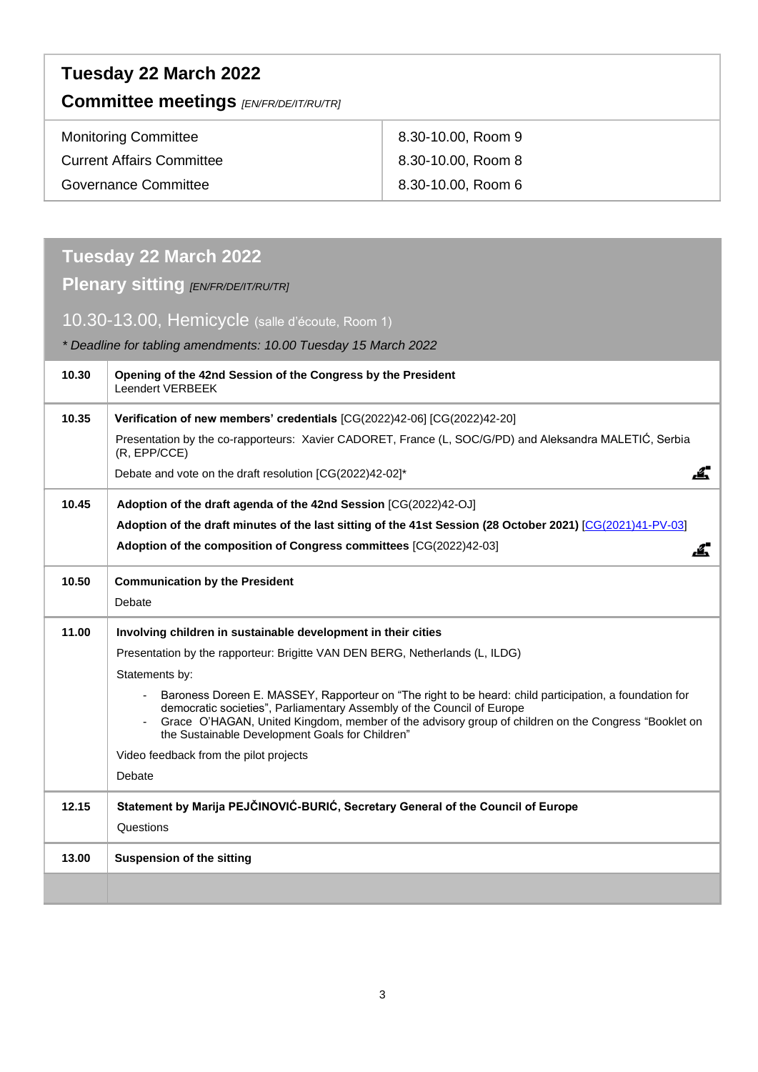## Tuesday 22 March 2022

### Committee meetings *[EN/FR/DE/IT/RU/TR]*

| | |
|---|---|
| Monitoring Committee | 8.30-10.00, Room 9 |
| Current Affairs Committee | 8.30-10.00, Room 8 |
| Governance Committee | 8.30-10.00, Room 6 |

## Tuesday 22 March 2022

### Plenary sitting *[EN/FR/DE/IT/RU/TR]*

10.30-13.00, Hemicycle (salle d'écoute, Room 1)

*\* Deadline for tabling amendments: 10.00 Tuesday 15 March 2022*

| | |
|---|---|
| 10.30 | **Opening of the 42nd Session of the Congress by the President**<br>Leendert VERBEEK |
| 10.35 | **Verification of new members' credentials** [CG(2022)42-06] [CG(2022)42-20]<br>Presentation by the co-rapporteurs: Xavier CADORET, France (L, SOC/G/PD) and Aleksandra MALETIĆ, Serbia (R, EPP/CCE)<br>Debate and vote on the draft resolution [CG(2022)42-02]* |
| 10.45 | **Adoption of the draft agenda of the 42nd Session** [CG(2022)42-OJ]<br>**Adoption of the draft minutes of the last sitting of the 41st Session (28 October 2021)** [CG(2021)41-PV-03]<br>**Adoption of the composition of Congress committees** [CG(2022)42-03] |
| 10.50 | **Communication by the President**<br>Debate |
| 11.00 | **Involving children in sustainable development in their cities**<br>Presentation by the rapporteur: Brigitte VAN DEN BERG, Netherlands (L, ILDG)<br>Statements by:<br>- Baroness Doreen E. MASSEY, Rapporteur on "The right to be heard: child participation, a foundation for democratic societies", Parliamentary Assembly of the Council of Europe<br>- Grace O'HAGAN, United Kingdom, member of the advisory group of children on the Congress "Booklet on the Sustainable Development Goals for Children"<br>Video feedback from the pilot projects<br>Debate |
| 12.15 | **Statement by Marija PEJČINOVIĆ-BURIĆ, Secretary General of the Council of Europe**<br>Questions |
| 13.00 | **Suspension of the sitting** |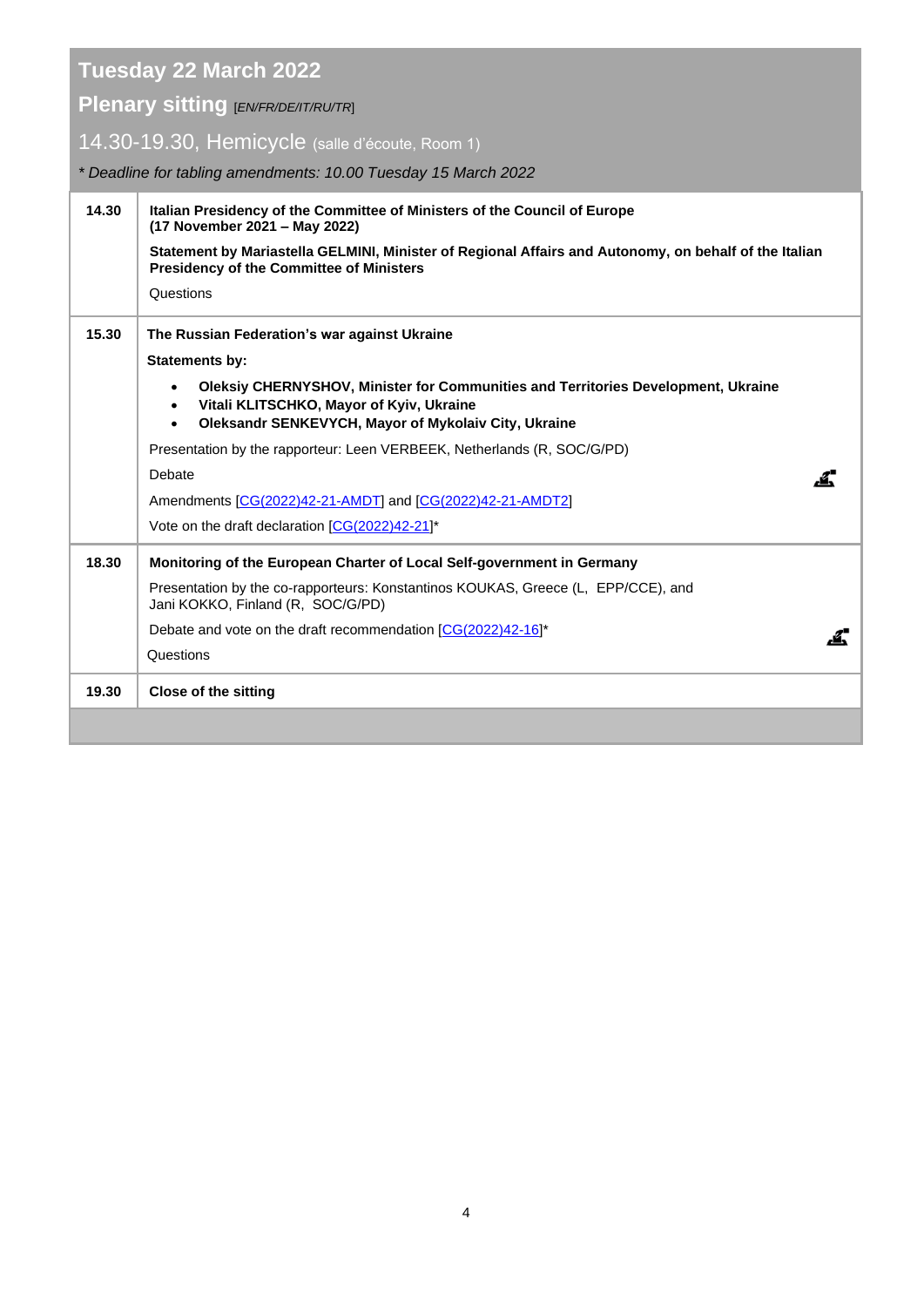## Tuesday 22 March 2022

### Plenary sitting [*EN/FR/DE/IT/RU/TR*]

### 14.30-19.30, Hemicycle (salle d'écoute, Room 1)

*\* Deadline for tabling amendments: 10.00 Tuesday 15 March 2022*

| Time | Item |
| --- | --- |
| **14.30** | **Italian Presidency of the Committee of Ministers of the Council of Europe (17 November 2021 – May 2022)**<br>**Statement by Mariastella GELMINI, Minister of Regional Affairs and Autonomy, on behalf of the Italian Presidency of the Committee of Ministers**<br>Questions |
| **15.30** | **The Russian Federation's war against Ukraine**<br>**Statements by:**<br>• **Oleksiy CHERNYSHOV, Minister for Communities and Territories Development, Ukraine**<br>• **Vitali KLITSCHKO, Mayor of Kyiv, Ukraine**<br>• **Oleksandr SENKEVYCH, Mayor of Mykolaiv City, Ukraine**<br>Presentation by the rapporteur: Leen VERBEEK, Netherlands (R, SOC/G/PD)<br>Debate<br>Amendments [CG(2022)42-21-AMDT] and [CG(2022)42-21-AMDT2]<br>Vote on the draft declaration [CG(2022)42-21]* |
| **18.30** | **Monitoring of the European Charter of Local Self-government in Germany**<br>Presentation by the co-rapporteurs: Konstantinos KOUKAS, Greece (L, EPP/CCE), and Jani KOKKO, Finland (R, SOC/G/PD)<br>Debate and vote on the draft recommendation [CG(2022)42-16]*<br>Questions |
| **19.30** | **Close of the sitting** |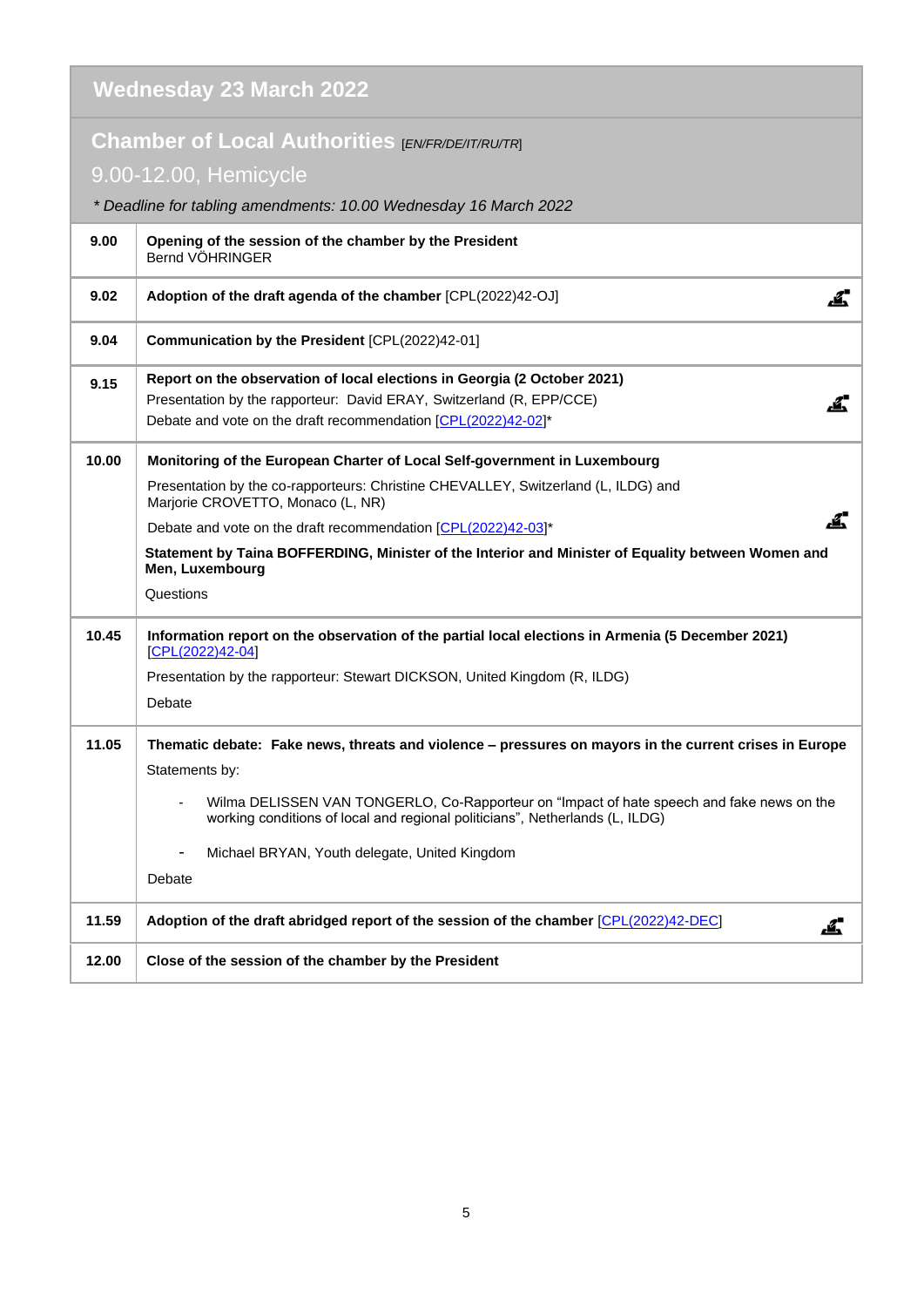## Wednesday 23 March 2022

### Chamber of Local Authorities [EN/FR/DE/IT/RU/TR]

9.00-12.00, Hemicycle

*\* Deadline for tabling amendments: 10.00 Wednesday 16 March 2022*

| | |
|---|---|
| **9.00** | **Opening of the session of the chamber by the President**<br>Bernd VÖHRINGER |
| **9.02** | **Adoption of the draft agenda of the chamber** [CPL(2022)42-OJ] |
| **9.04** | **Communication by the President** [CPL(2022)42-01] |
| **9.15** | **Report on the observation of local elections in Georgia (2 October 2021)**<br>Presentation by the rapporteur: David ERAY, Switzerland (R, EPP/CCE)<br>Debate and vote on the draft recommendation [CPL(2022)42-02]* |
| **10.00** | **Monitoring of the European Charter of Local Self-government in Luxembourg**<br>Presentation by the co-rapporteurs: Christine CHEVALLEY, Switzerland (L, ILDG) and Marjorie CROVETTO, Monaco (L, NR)<br>Debate and vote on the draft recommendation [CPL(2022)42-03]*<br>**Statement by Taina BOFFERDING, Minister of the Interior and Minister of Equality between Women and Men, Luxembourg**<br>Questions |
| **10.45** | **Information report on the observation of the partial local elections in Armenia (5 December 2021)** [CPL(2022)42-04]<br>Presentation by the rapporteur: Stewart DICKSON, United Kingdom (R, ILDG)<br>Debate |
| **11.05** | **Thematic debate: Fake news, threats and violence – pressures on mayors in the current crises in Europe**<br>Statements by:<br>- Wilma DELISSEN VAN TONGERLO, Co-Rapporteur on "Impact of hate speech and fake news on the working conditions of local and regional politicians", Netherlands (L, ILDG)<br>- Michael BRYAN, Youth delegate, United Kingdom<br>Debate |
| **11.59** | **Adoption of the draft abridged report of the session of the chamber** [CPL(2022)42-DEC] |
| **12.00** | **Close of the session of the chamber by the President** |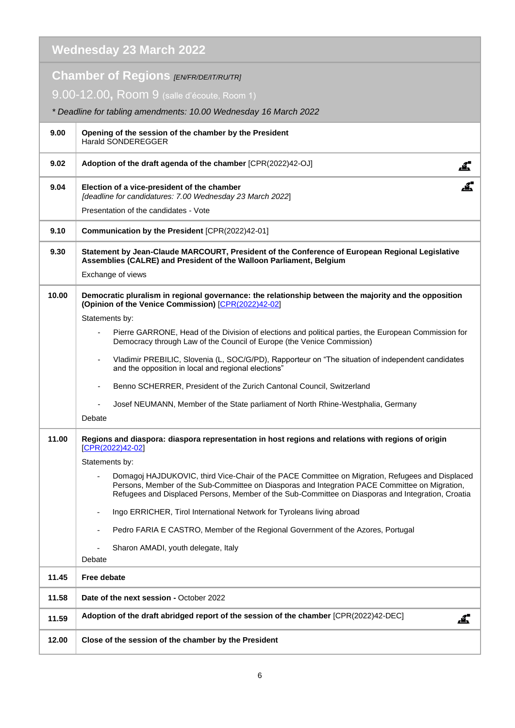## Wednesday 23 March 2022

### Chamber of Regions *[EN/FR/DE/IT/RU/TR]*

9.00-12.00, Room 9 (salle d'écoute, Room 1)

*\* Deadline for tabling amendments: 10.00 Wednesday 16 March 2022*

| | |
|---|---|
| **9.00** | **Opening of the session of the chamber by the President**<br>Harald SONDEREGGER |
| **9.02** | **Adoption of the draft agenda of the chamber** [CPR(2022)42-OJ] |
| **9.04** | **Election of a vice-president of the chamber**<br>*[deadline for candidatures: 7.00 Wednesday 23 March 2022]*<br>Presentation of the candidates - Vote |
| **9.10** | **Communication by the President** [CPR(2022)42-01] |
| **9.30** | **Statement by Jean-Claude MARCOURT, President of the Conference of European Regional Legislative Assemblies (CALRE) and President of the Walloon Parliament, Belgium**<br>Exchange of views |
| **10.00** | **Democratic pluralism in regional governance: the relationship between the majority and the opposition (Opinion of the Venice Commission)** [CPR(2022)42-02]<br>Statements by:<br>- Pierre GARRONE, Head of the Division of elections and political parties, the European Commission for Democracy through Law of the Council of Europe (the Venice Commission)<br>- Vladimir PREBILIC, Slovenia (L, SOC/G/PD), Rapporteur on "The situation of independent candidates and the opposition in local and regional elections"<br>- Benno SCHERRER, President of the Zurich Cantonal Council, Switzerland<br>- Josef NEUMANN, Member of the State parliament of North Rhine-Westphalia, Germany<br>Debate |
| **11.00** | **Regions and diaspora: diaspora representation in host regions and relations with regions of origin** [CPR(2022)42-02]<br>Statements by:<br>- Domagoj HAJDUKOVIC, third Vice-Chair of the PACE Committee on Migration, Refugees and Displaced Persons, Member of the Sub-Committee on Diasporas and Integration PACE Committee on Migration, Refugees and Displaced Persons, Member of the Sub-Committee on Diasporas and Integration, Croatia<br>- Ingo ERRICHER, Tirol International Network for Tyroleans living abroad<br>- Pedro FARIA E CASTRO, Member of the Regional Government of the Azores, Portugal<br>- Sharon AMADI, youth delegate, Italy<br>Debate |
| **11.45** | **Free debate** |
| **11.58** | **Date of the next session -** October 2022 |
| **11.59** | **Adoption of the draft abridged report of the session of the chamber** [CPR(2022)42-DEC] |
| **12.00** | **Close of the session of the chamber by the President** |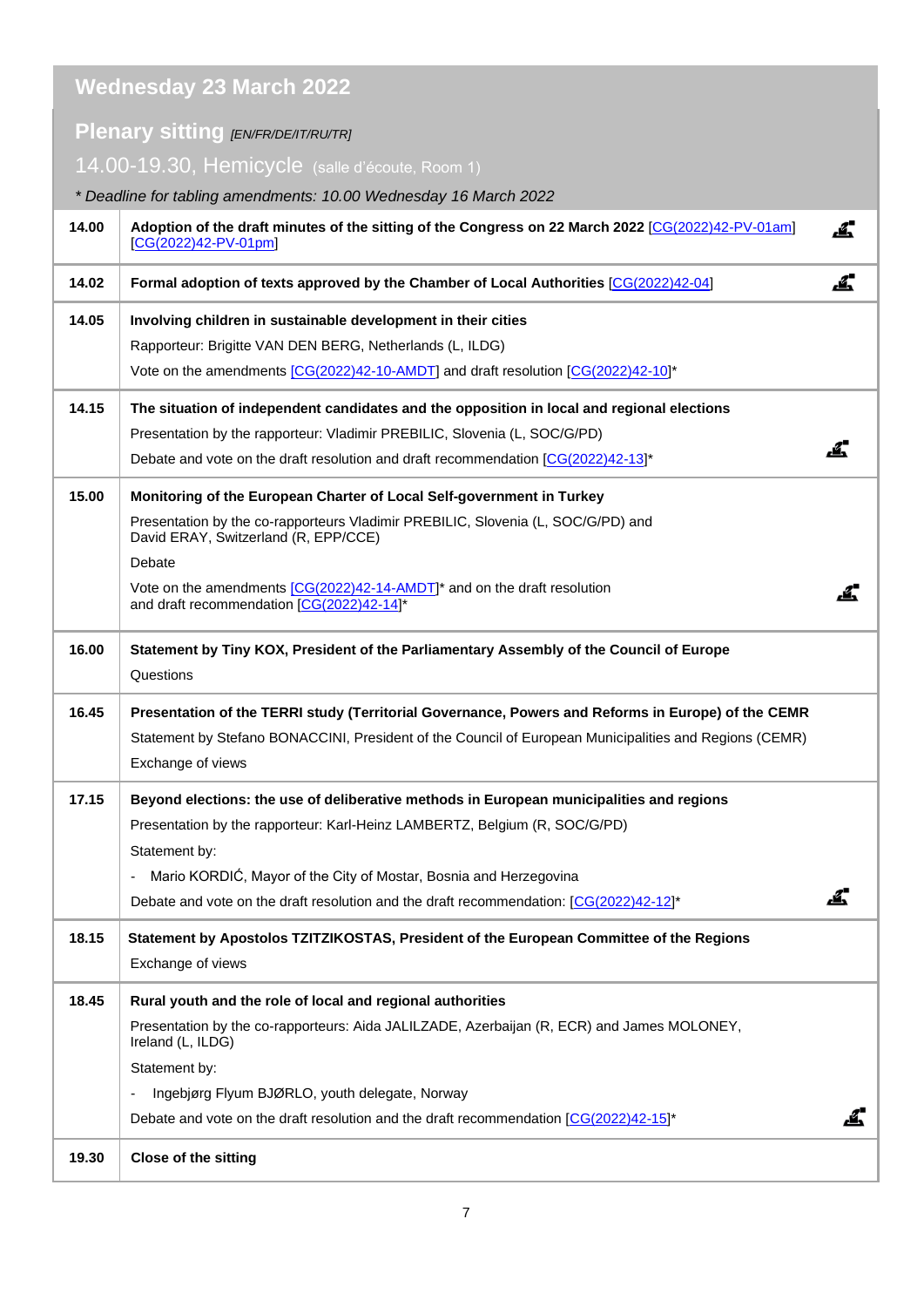## Wednesday 23 March 2022

### Plenary sitting *[EN/FR/DE/IT/RU/TR]*

14.00-19.30, Hemicycle (salle d'écoute, Room 1)

*\* Deadline for tabling amendments: 10.00 Wednesday 16 March 2022*

| | | |
|---|---|---|
| 14.00 | **Adoption of the draft minutes of the sitting of the Congress on 22 March 2022** [CG(2022)42-PV-01am] [CG(2022)42-PV-01pm] | |
| 14.02 | **Formal adoption of texts approved by the Chamber of Local Authorities** [CG(2022)42-04] | |
| 14.05 | **Involving children in sustainable development in their cities**<br>Rapporteur: Brigitte VAN DEN BERG, Netherlands (L, ILDG)<br>Vote on the amendments [CG(2022)42-10-AMDT] and draft resolution [CG(2022)42-10]* | |
| 14.15 | **The situation of independent candidates and the opposition in local and regional elections**<br>Presentation by the rapporteur: Vladimir PREBILIC, Slovenia (L, SOC/G/PD)<br>Debate and vote on the draft resolution and draft recommendation [CG(2022)42-13]* | |
| 15.00 | **Monitoring of the European Charter of Local Self-government in Turkey**<br>Presentation by the co-rapporteurs Vladimir PREBILIC, Slovenia (L, SOC/G/PD) and David ERAY, Switzerland (R, EPP/CCE)<br>Debate<br>Vote on the amendments [CG(2022)42-14-AMDT]* and on the draft resolution and draft recommendation [CG(2022)42-14]* | |
| 16.00 | **Statement by Tiny KOX, President of the Parliamentary Assembly of the Council of Europe**<br>Questions | |
| 16.45 | **Presentation of the TERRI study (Territorial Governance, Powers and Reforms in Europe) of the CEMR**<br>Statement by Stefano BONACCINI, President of the Council of European Municipalities and Regions (CEMR)<br>Exchange of views | |
| 17.15 | **Beyond elections: the use of deliberative methods in European municipalities and regions**<br>Presentation by the rapporteur: Karl-Heinz LAMBERTZ, Belgium (R, SOC/G/PD)<br>Statement by:<br>- Mario KORDIĆ, Mayor of the City of Mostar, Bosnia and Herzegovina<br>Debate and vote on the draft resolution and the draft recommendation: [CG(2022)42-12]* | |
| 18.15 | **Statement by Apostolos TZITZIKOSTAS, President of the European Committee of the Regions**<br>Exchange of views | |
| 18.45 | **Rural youth and the role of local and regional authorities**<br>Presentation by the co-rapporteurs: Aida JALILZADE, Azerbaijan (R, ECR) and James MOLONEY, Ireland (L, ILDG)<br>Statement by:<br>- Ingebjørg Flyum BJØRLO, youth delegate, Norway<br>Debate and vote on the draft resolution and the draft recommendation [CG(2022)42-15]* | |
| 19.30 | **Close of the sitting** | |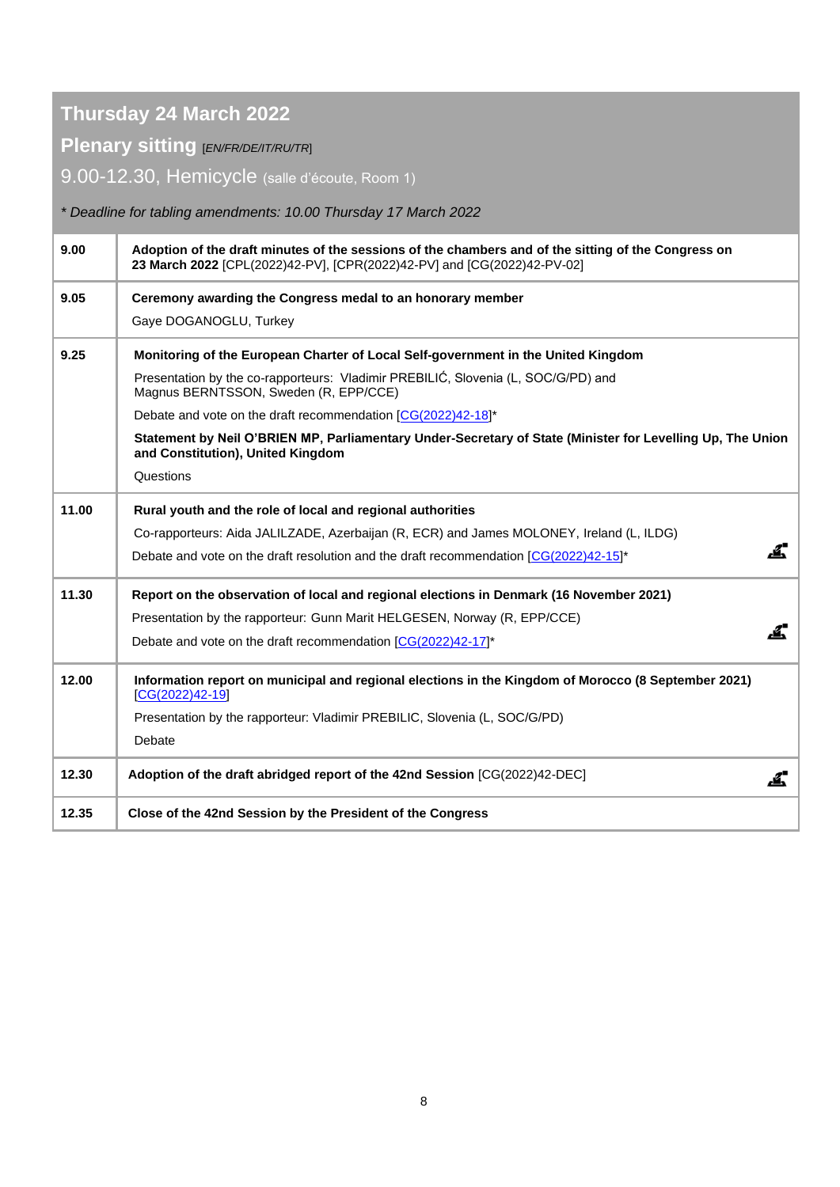## Thursday 24 March 2022

### Plenary sitting [*EN/FR/DE/IT/RU/TR*]

### 9.00-12.30, Hemicycle (salle d'écoute, Room 1)

*\* Deadline for tabling amendments: 10.00 Thursday 17 March 2022*

| | |
|---|---|
| **9.00** | **Adoption of the draft minutes of the sessions of the chambers and of the sitting of the Congress on 23 March 2022** [CPL(2022)42-PV], [CPR(2022)42-PV] and [CG(2022)42-PV-02] |
| **9.05** | **Ceremony awarding the Congress medal to an honorary member**<br>Gaye DOGANOGLU, Turkey |
| **9.25** | **Monitoring of the European Charter of Local Self-government in the United Kingdom**<br>Presentation by the co-rapporteurs: Vladimir PREBILIĆ, Slovenia (L, SOC/G/PD) and Magnus BERNTSSON, Sweden (R, EPP/CCE)<br>Debate and vote on the draft recommendation [CG(2022)42-18]*<br>**Statement by Neil O'BRIEN MP, Parliamentary Under-Secretary of State (Minister for Levelling Up, The Union and Constitution), United Kingdom**<br>Questions |
| **11.00** | **Rural youth and the role of local and regional authorities**<br>Co-rapporteurs: Aida JALILZADE, Azerbaijan (R, ECR) and James MOLONEY, Ireland (L, ILDG)<br>Debate and vote on the draft resolution and the draft recommendation [CG(2022)42-15]* |
| **11.30** | **Report on the observation of local and regional elections in Denmark (16 November 2021)**<br>Presentation by the rapporteur: Gunn Marit HELGESEN, Norway (R, EPP/CCE)<br>Debate and vote on the draft recommendation [CG(2022)42-17]* |
| **12.00** | **Information report on municipal and regional elections in the Kingdom of Morocco (8 September 2021)** [CG(2022)42-19]<br>Presentation by the rapporteur: Vladimir PREBILIC, Slovenia (L, SOC/G/PD)<br>Debate |
| **12.30** | **Adoption of the draft abridged report of the 42nd Session** [CG(2022)42-DEC] |
| **12.35** | **Close of the 42nd Session by the President of the Congress** |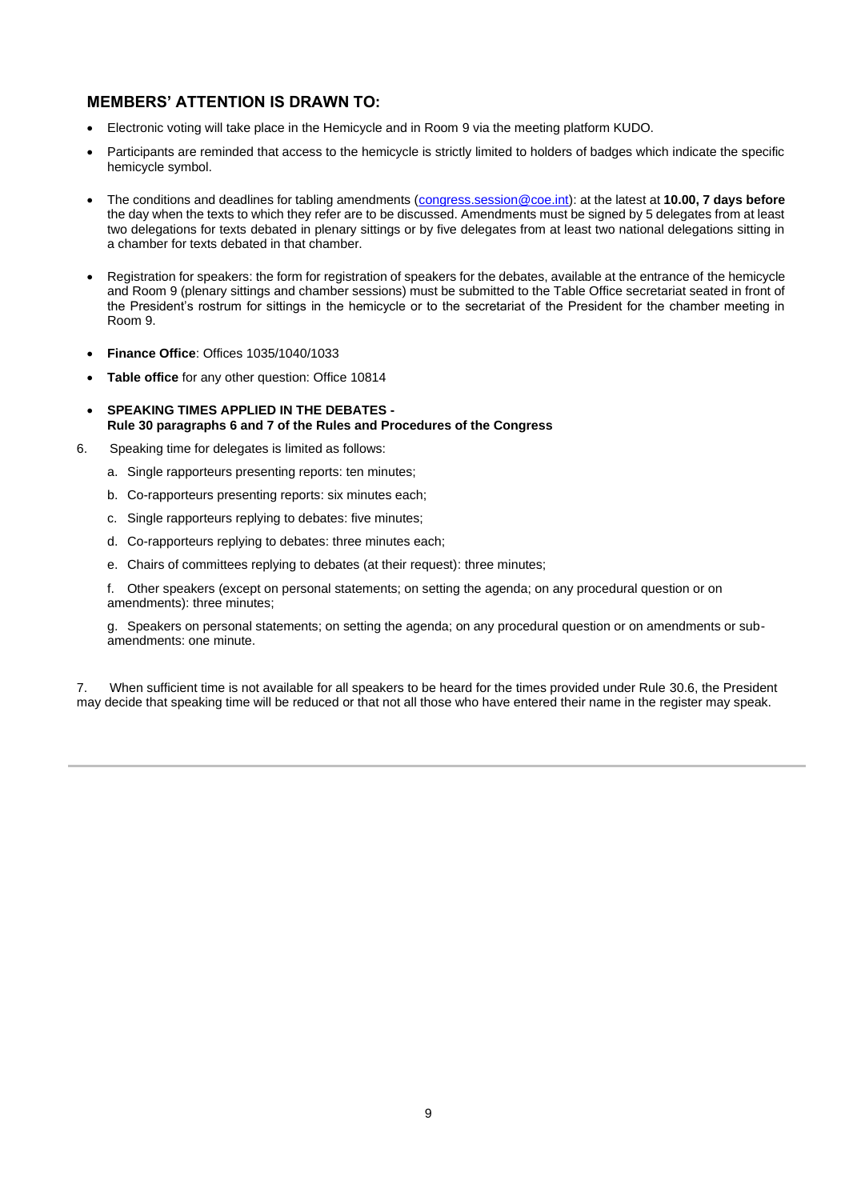## MEMBERS' ATTENTION IS DRAWN TO:

- Electronic voting will take place in the Hemicycle and in Room 9 via the meeting platform KUDO.
- Participants are reminded that access to the hemicycle is strictly limited to holders of badges which indicate the specific hemicycle symbol.
- The conditions and deadlines for tabling amendments (congress.session@coe.int): at the latest at **10.00, 7 days before** the day when the texts to which they refer are to be discussed. Amendments must be signed by 5 delegates from at least two delegations for texts debated in plenary sittings or by five delegates from at least two national delegations sitting in a chamber for texts debated in that chamber.
- Registration for speakers: the form for registration of speakers for the debates, available at the entrance of the hemicycle and Room 9 (plenary sittings and chamber sessions) must be submitted to the Table Office secretariat seated in front of the President's rostrum for sittings in the hemicycle or to the secretariat of the President for the chamber meeting in Room 9.
- **Finance Office**: Offices 1035/1040/1033
- **Table office** for any other question: Office 10814
- **SPEAKING TIMES APPLIED IN THE DEBATES - Rule 30 paragraphs 6 and 7 of the Rules and Procedures of the Congress**

6. Speaking time for delegates is limited as follows:

   a. Single rapporteurs presenting reports: ten minutes;

   b. Co-rapporteurs presenting reports: six minutes each;

   c. Single rapporteurs replying to debates: five minutes;

   d. Co-rapporteurs replying to debates: three minutes each;

   e. Chairs of committees replying to debates (at their request): three minutes;

   f. Other speakers (except on personal statements; on setting the agenda; on any procedural question or on amendments): three minutes;

   g. Speakers on personal statements; on setting the agenda; on any procedural question or on amendments or sub-amendments: one minute.

7. When sufficient time is not available for all speakers to be heard for the times provided under Rule 30.6, the President may decide that speaking time will be reduced or that not all those who have entered their name in the register may speak.